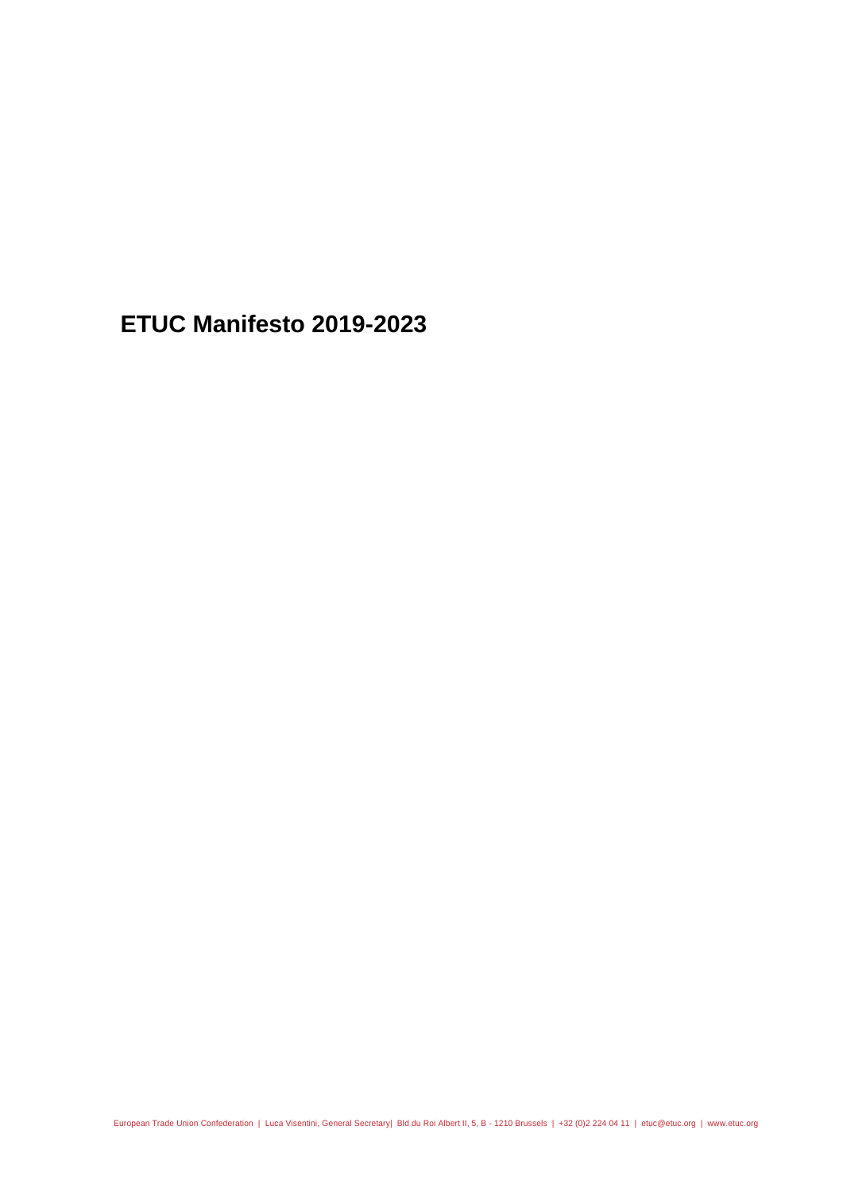# ETUC Manifesto 2019-2023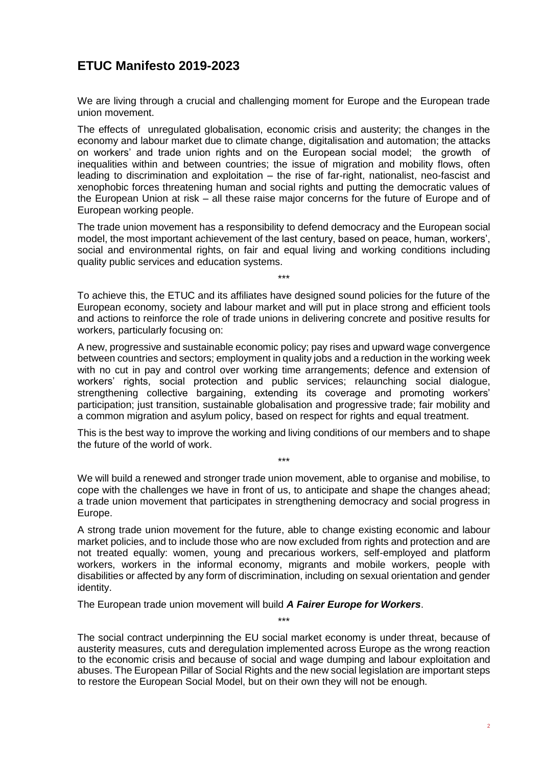## ETUC Manifesto 2019-2023

We are living through a crucial and challenging moment for Europe and the European trade union movement.

The effects of unregulated globalisation, economic crisis and austerity; the changes in the economy and labour market due to climate change, digitalisation and automation; the attacks on workers' and trade union rights and on the European social model; the growth of inequalities within and between countries; the issue of migration and mobility flows, often leading to discrimination and exploitation – the rise of far-right, nationalist, neo-fascist and xenophobic forces threatening human and social rights and putting the democratic values of the European Union at risk – all these raise major concerns for the future of Europe and of European working people.

The trade union movement has a responsibility to defend democracy and the European social model, the most important achievement of the last century, based on peace, human, workers', social and environmental rights, on fair and equal living and working conditions including quality public services and education systems.

\*\*\*

To achieve this, the ETUC and its affiliates have designed sound policies for the future of the European economy, society and labour market and will put in place strong and efficient tools and actions to reinforce the role of trade unions in delivering concrete and positive results for workers, particularly focusing on:

A new, progressive and sustainable economic policy; pay rises and upward wage convergence between countries and sectors; employment in quality jobs and a reduction in the working week with no cut in pay and control over working time arrangements; defence and extension of workers' rights, social protection and public services; relaunching social dialogue, strengthening collective bargaining, extending its coverage and promoting workers' participation; just transition, sustainable globalisation and progressive trade; fair mobility and a common migration and asylum policy, based on respect for rights and equal treatment.

This is the best way to improve the working and living conditions of our members and to shape the future of the world of work.

\*\*\*

We will build a renewed and stronger trade union movement, able to organise and mobilise, to cope with the challenges we have in front of us, to anticipate and shape the changes ahead; a trade union movement that participates in strengthening democracy and social progress in Europe.

A strong trade union movement for the future, able to change existing economic and labour market policies, and to include those who are now excluded from rights and protection and are not treated equally: women, young and precarious workers, self-employed and platform workers, workers in the informal economy, migrants and mobile workers, people with disabilities or affected by any form of discrimination, including on sexual orientation and gender identity.

The European trade union movement will build ***A Fairer Europe for Workers***.

\*\*\*

The social contract underpinning the EU social market economy is under threat, because of austerity measures, cuts and deregulation implemented across Europe as the wrong reaction to the economic crisis and because of social and wage dumping and labour exploitation and abuses. The European Pillar of Social Rights and the new social legislation are important steps to restore the European Social Model, but on their own they will not be enough.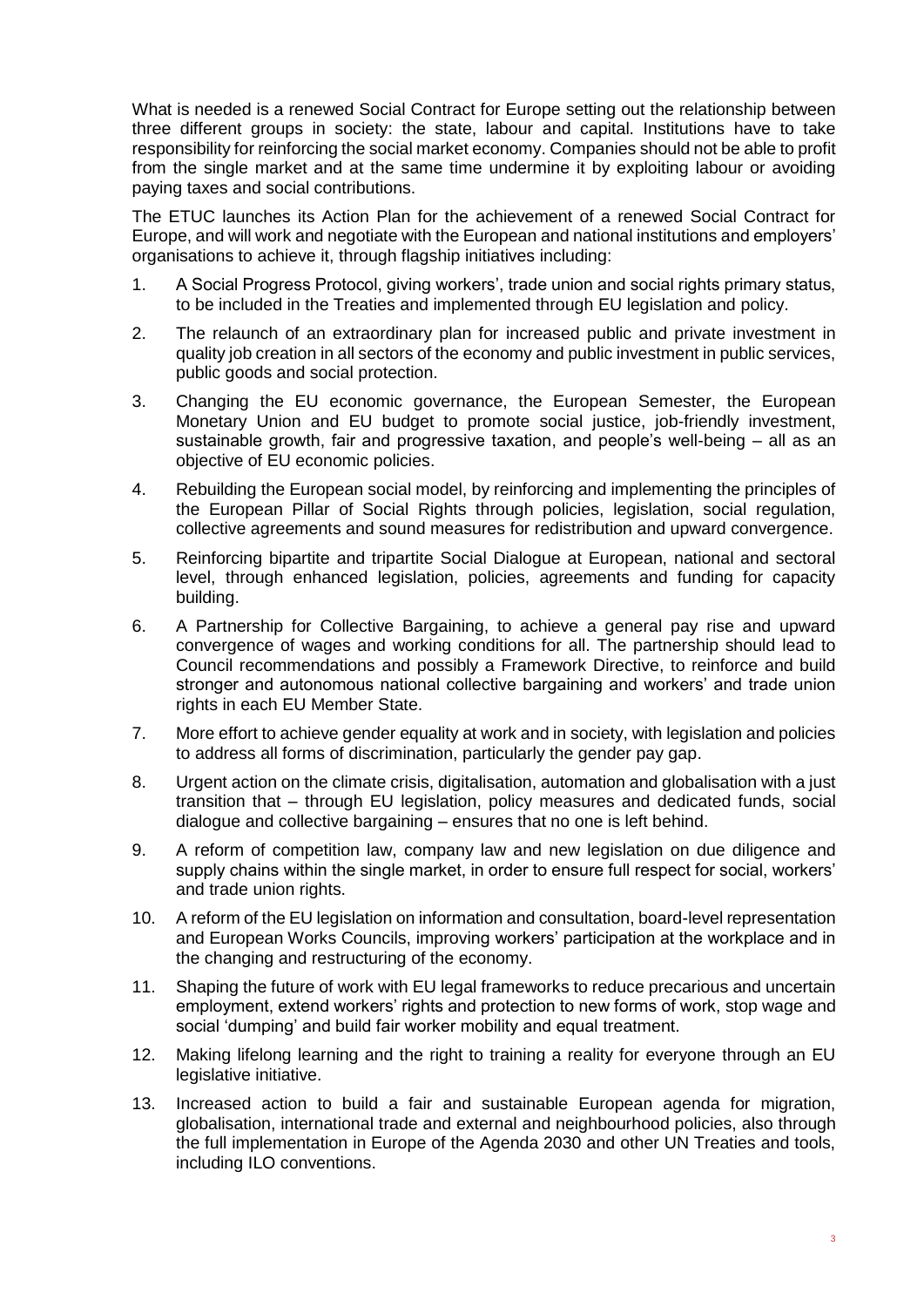What is needed is a renewed Social Contract for Europe setting out the relationship between three different groups in society: the state, labour and capital. Institutions have to take responsibility for reinforcing the social market economy. Companies should not be able to profit from the single market and at the same time undermine it by exploiting labour or avoiding paying taxes and social contributions.

The ETUC launches its Action Plan for the achievement of a renewed Social Contract for Europe, and will work and negotiate with the European and national institutions and employers' organisations to achieve it, through flagship initiatives including:

1. A Social Progress Protocol, giving workers', trade union and social rights primary status, to be included in the Treaties and implemented through EU legislation and policy.
2. The relaunch of an extraordinary plan for increased public and private investment in quality job creation in all sectors of the economy and public investment in public services, public goods and social protection.
3. Changing the EU economic governance, the European Semester, the European Monetary Union and EU budget to promote social justice, job-friendly investment, sustainable growth, fair and progressive taxation, and people's well-being – all as an objective of EU economic policies.
4. Rebuilding the European social model, by reinforcing and implementing the principles of the European Pillar of Social Rights through policies, legislation, social regulation, collective agreements and sound measures for redistribution and upward convergence.
5. Reinforcing bipartite and tripartite Social Dialogue at European, national and sectoral level, through enhanced legislation, policies, agreements and funding for capacity building.
6. A Partnership for Collective Bargaining, to achieve a general pay rise and upward convergence of wages and working conditions for all. The partnership should lead to Council recommendations and possibly a Framework Directive, to reinforce and build stronger and autonomous national collective bargaining and workers' and trade union rights in each EU Member State.
7. More effort to achieve gender equality at work and in society, with legislation and policies to address all forms of discrimination, particularly the gender pay gap.
8. Urgent action on the climate crisis, digitalisation, automation and globalisation with a just transition that – through EU legislation, policy measures and dedicated funds, social dialogue and collective bargaining – ensures that no one is left behind.
9. A reform of competition law, company law and new legislation on due diligence and supply chains within the single market, in order to ensure full respect for social, workers' and trade union rights.
10. A reform of the EU legislation on information and consultation, board-level representation and European Works Councils, improving workers' participation at the workplace and in the changing and restructuring of the economy.
11. Shaping the future of work with EU legal frameworks to reduce precarious and uncertain employment, extend workers' rights and protection to new forms of work, stop wage and social 'dumping' and build fair worker mobility and equal treatment.
12. Making lifelong learning and the right to training a reality for everyone through an EU legislative initiative.
13. Increased action to build a fair and sustainable European agenda for migration, globalisation, international trade and external and neighbourhood policies, also through the full implementation in Europe of the Agenda 2030 and other UN Treaties and tools, including ILO conventions.